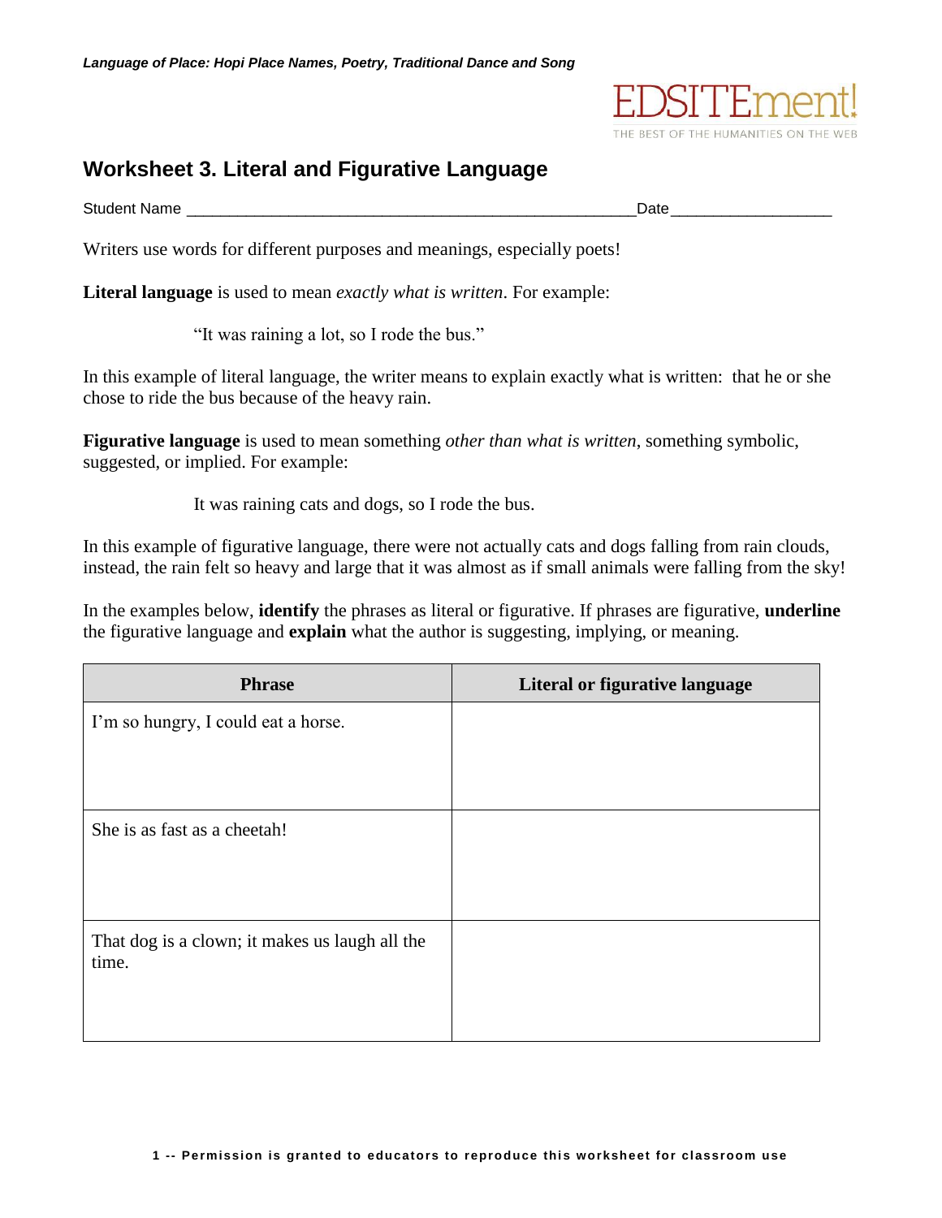# Worksheet 3. Literal and Figurative Language

Student Name ____________________________________________________Date__________________

Writers use words for different purposes and meanings, especially poets!

**Literal language** is used to mean *exactly what is written*. For example:

"It was raining a lot, so I rode the bus."

In this example of literal language, the writer means to explain exactly what is written: that he or she chose to ride the bus because of the heavy rain.

**Figurative language** is used to mean something *other than what is written*, something symbolic, suggested, or implied. For example:

It was raining cats and dogs, so I rode the bus.

In this example of figurative language, there were not actually cats and dogs falling from rain clouds, instead, the rain felt so heavy and large that it was almost as if small animals were falling from the sky!

In the examples below, **identify** the phrases as literal or figurative. If phrases are figurative, **underline** the figurative language and **explain** what the author is suggesting, implying, or meaning.

| Phrase | Literal or figurative language |
|---|---|
| I'm so hungry, I could eat a horse. | |
| She is as fast as a cheetah! | |
| That dog is a clown; it makes us laugh all the time. | |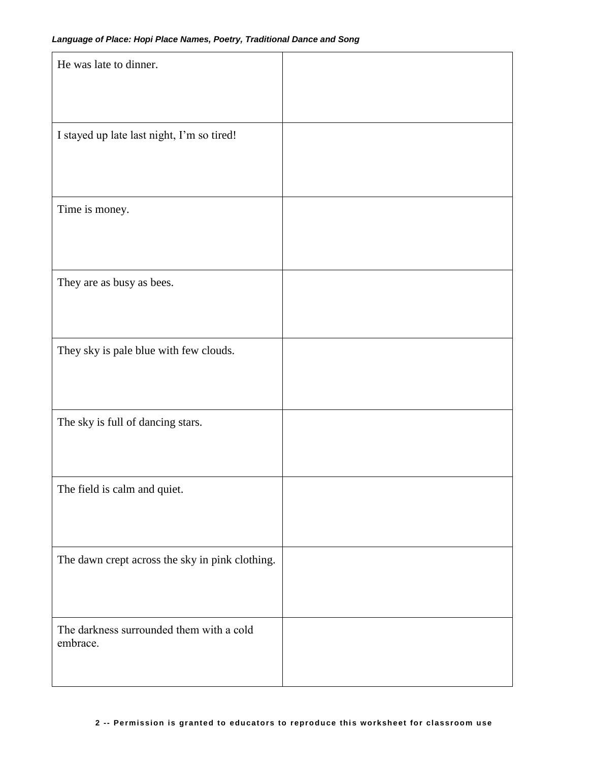| | |
|---|---|
| He was late to dinner. | |
| I stayed up late last night, I'm so tired! | |
| Time is money. | |
| They are as busy as bees. | |
| They sky is pale blue with few clouds. | |
| The sky is full of dancing stars. | |
| The field is calm and quiet. | |
| The dawn crept across the sky in pink clothing. | |
| The darkness surrounded them with a cold embrace. | |